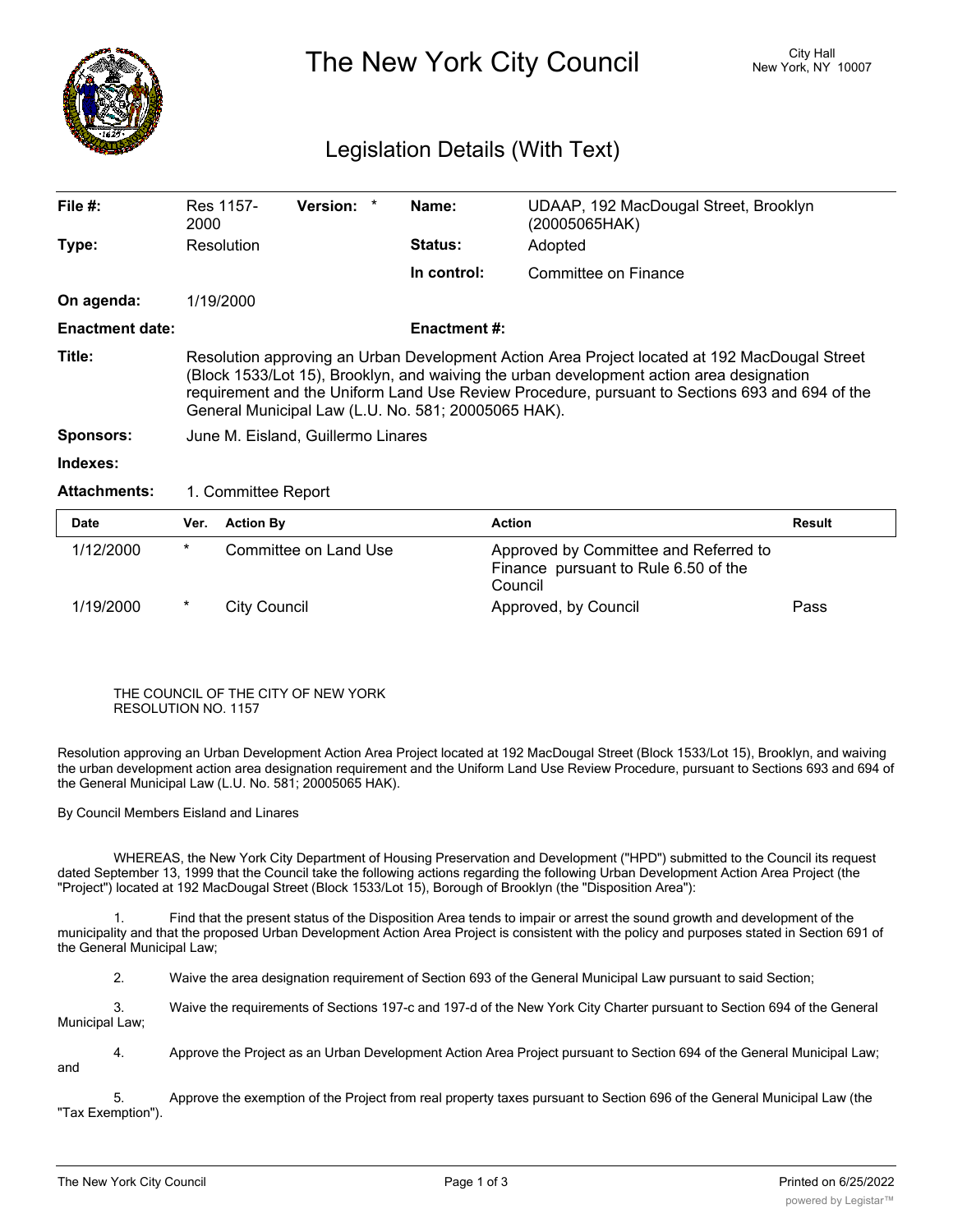# The New York City Council

City Hall
New York, NY 10007

## Legislation Details (With Text)

| | | | |
|---|---|---|---|
| **File #:** | Res 1157-2000 **Version:** * | **Name:** | UDAAP, 192 MacDougal Street, Brooklyn (20005065HAK) |
| **Type:** | Resolution | **Status:** | Adopted |
| | | **In control:** | Committee on Finance |
| **On agenda:** | 1/19/2000 | | |
| **Enactment date:** | | **Enactment #:** | |

**Title:** Resolution approving an Urban Development Action Area Project located at 192 MacDougal Street (Block 1533/Lot 15), Brooklyn, and waiving the urban development action area designation requirement and the Uniform Land Use Review Procedure, pursuant to Sections 693 and 694 of the General Municipal Law (L.U. No. 581; 20005065 HAK).

**Sponsors:** June M. Eisland, Guillermo Linares

**Indexes:**

**Attachments:** 1. Committee Report

| Date | Ver. | Action By | Action | Result |
|---|---|---|---|---|
| 1/12/2000 | * | Committee on Land Use | Approved by Committee and Referred to Finance pursuant to Rule 6.50 of the Council | |
| 1/19/2000 | * | City Council | Approved, by Council | Pass |

THE COUNCIL OF THE CITY OF NEW YORK
RESOLUTION NO. 1157

Resolution approving an Urban Development Action Area Project located at 192 MacDougal Street (Block 1533/Lot 15), Brooklyn, and waiving the urban development action area designation requirement and the Uniform Land Use Review Procedure, pursuant to Sections 693 and 694 of the General Municipal Law (L.U. No. 581; 20005065 HAK).

By Council Members Eisland and Linares

WHEREAS, the New York City Department of Housing Preservation and Development ("HPD") submitted to the Council its request dated September 13, 1999 that the Council take the following actions regarding the following Urban Development Action Area Project (the "Project") located at 192 MacDougal Street (Block 1533/Lot 15), Borough of Brooklyn (the "Disposition Area"):

1. Find that the present status of the Disposition Area tends to impair or arrest the sound growth and development of the municipality and that the proposed Urban Development Action Area Project is consistent with the policy and purposes stated in Section 691 of the General Municipal Law;

2. Waive the area designation requirement of Section 693 of the General Municipal Law pursuant to said Section;

3. Waive the requirements of Sections 197-c and 197-d of the New York City Charter pursuant to Section 694 of the General Municipal Law;

4. Approve the Project as an Urban Development Action Area Project pursuant to Section 694 of the General Municipal Law; and

5. Approve the exemption of the Project from real property taxes pursuant to Section 696 of the General Municipal Law (the "Tax Exemption").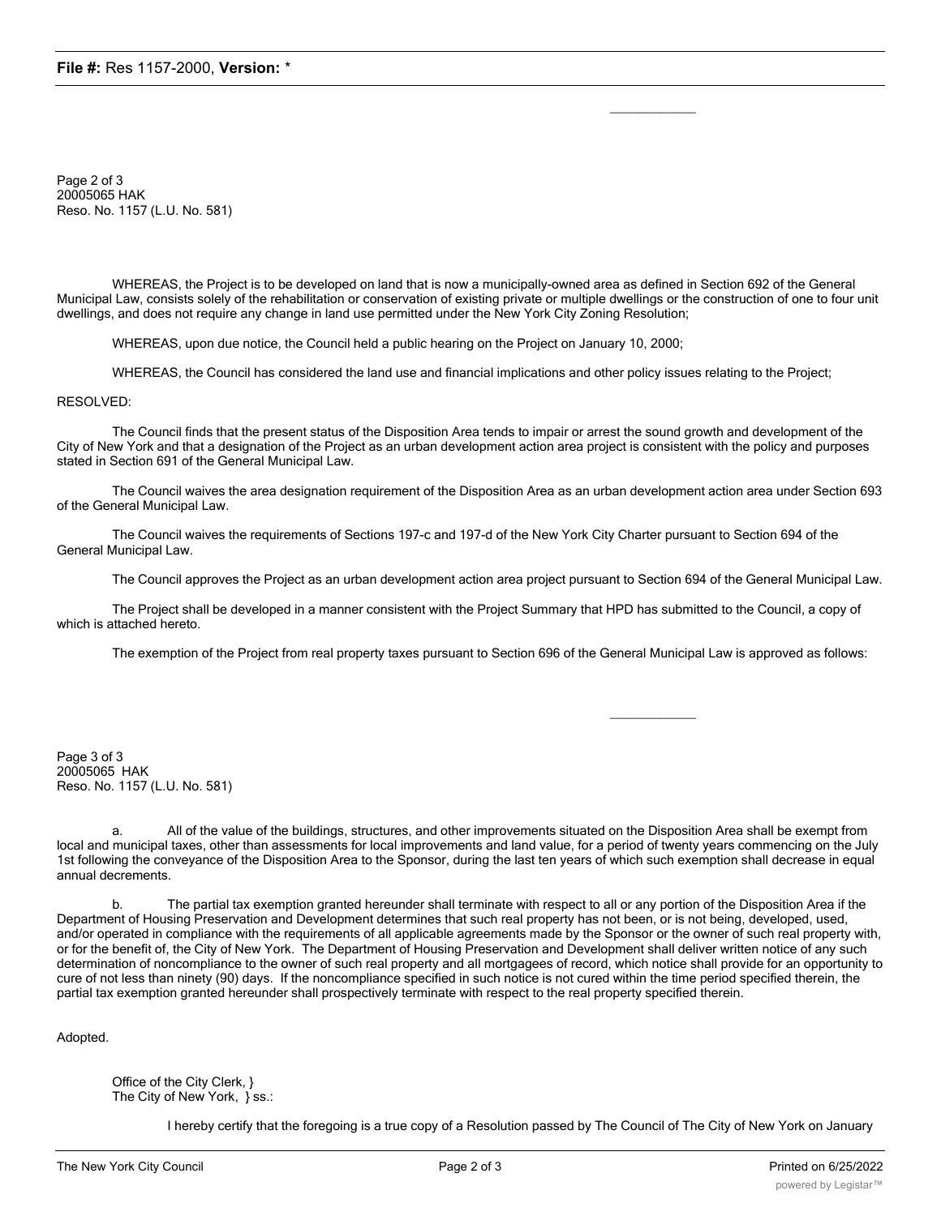Page 2 of 3
20005065 HAK
Reso. No. 1157 (L.U. No. 581)

WHEREAS, the Project is to be developed on land that is now a municipally-owned area as defined in Section 692 of the General Municipal Law, consists solely of the rehabilitation or conservation of existing private or multiple dwellings or the construction of one to four unit dwellings, and does not require any change in land use permitted under the New York City Zoning Resolution;

WHEREAS, upon due notice, the Council held a public hearing on the Project on January 10, 2000;

WHEREAS, the Council has considered the land use and financial implications and other policy issues relating to the Project;

RESOLVED:

The Council finds that the present status of the Disposition Area tends to impair or arrest the sound growth and development of the City of New York and that a designation of the Project as an urban development action area project is consistent with the policy and purposes stated in Section 691 of the General Municipal Law.

The Council waives the area designation requirement of the Disposition Area as an urban development action area under Section 693 of the General Municipal Law.

The Council waives the requirements of Sections 197-c and 197-d of the New York City Charter pursuant to Section 694 of the General Municipal Law.

The Council approves the Project as an urban development action area project pursuant to Section 694 of the General Municipal Law.

The Project shall be developed in a manner consistent with the Project Summary that HPD has submitted to the Council, a copy of which is attached hereto.

The exemption of the Project from real property taxes pursuant to Section 696 of the General Municipal Law is approved as follows:

Page 3 of 3
20005065 HAK
Reso. No. 1157 (L.U. No. 581)

a. All of the value of the buildings, structures, and other improvements situated on the Disposition Area shall be exempt from local and municipal taxes, other than assessments for local improvements and land value, for a period of twenty years commencing on the July 1st following the conveyance of the Disposition Area to the Sponsor, during the last ten years of which such exemption shall decrease in equal annual decrements.

b. The partial tax exemption granted hereunder shall terminate with respect to all or any portion of the Disposition Area if the Department of Housing Preservation and Development determines that such real property has not been, or is not being, developed, used, and/or operated in compliance with the requirements of all applicable agreements made by the Sponsor or the owner of such real property with, or for the benefit of, the City of New York. The Department of Housing Preservation and Development shall deliver written notice of any such determination of noncompliance to the owner of such real property and all mortgagees of record, which notice shall provide for an opportunity to cure of not less than ninety (90) days. If the noncompliance specified in such notice is not cured within the time period specified therein, the partial tax exemption granted hereunder shall prospectively terminate with respect to the real property specified therein.

Adopted.

Office of the City Clerk, }
The City of New York, } ss.:

I hereby certify that the foregoing is a true copy of a Resolution passed by The Council of The City of New York on January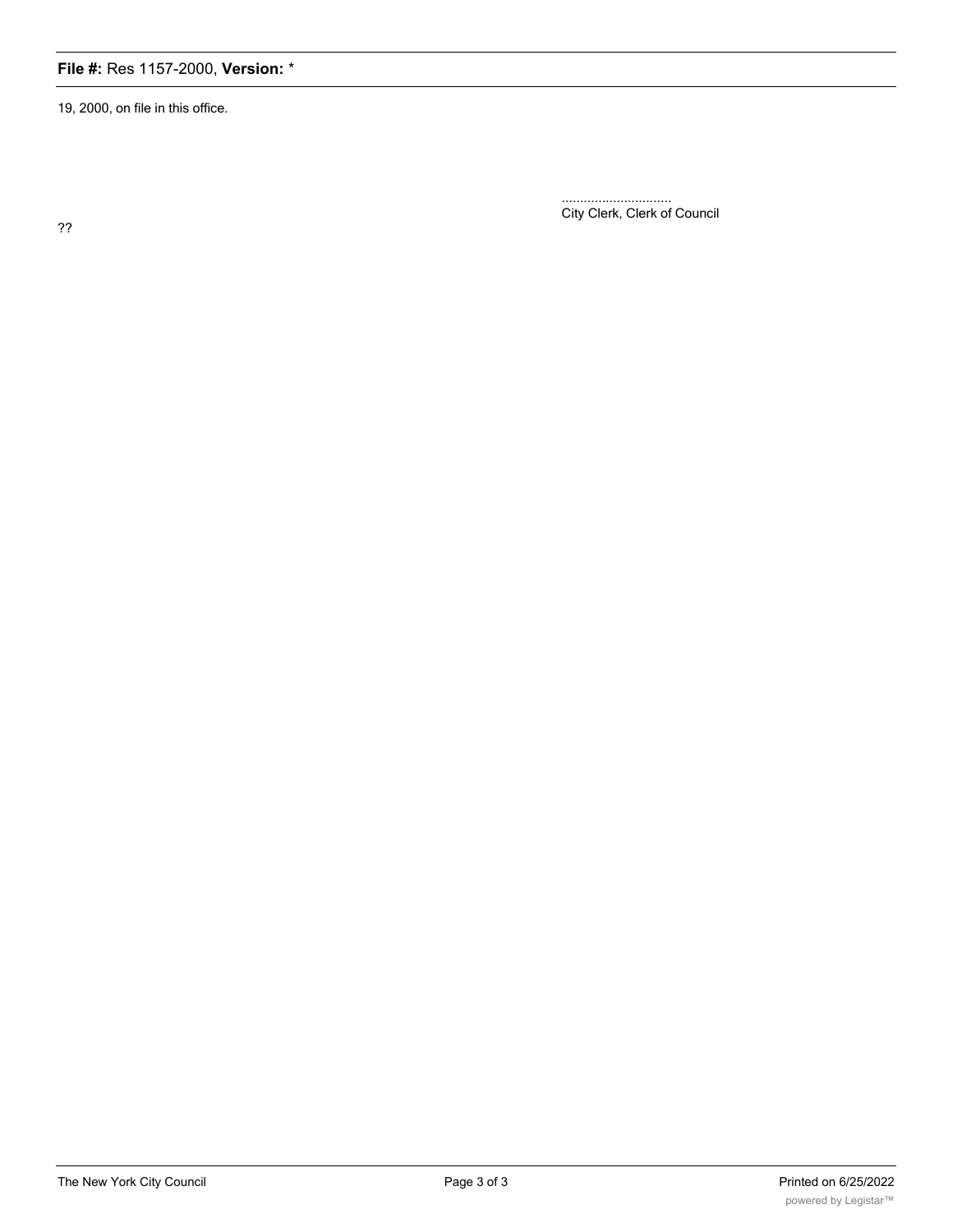19, 2000, on file in this office.

.............................
City Clerk, Clerk of Council

??